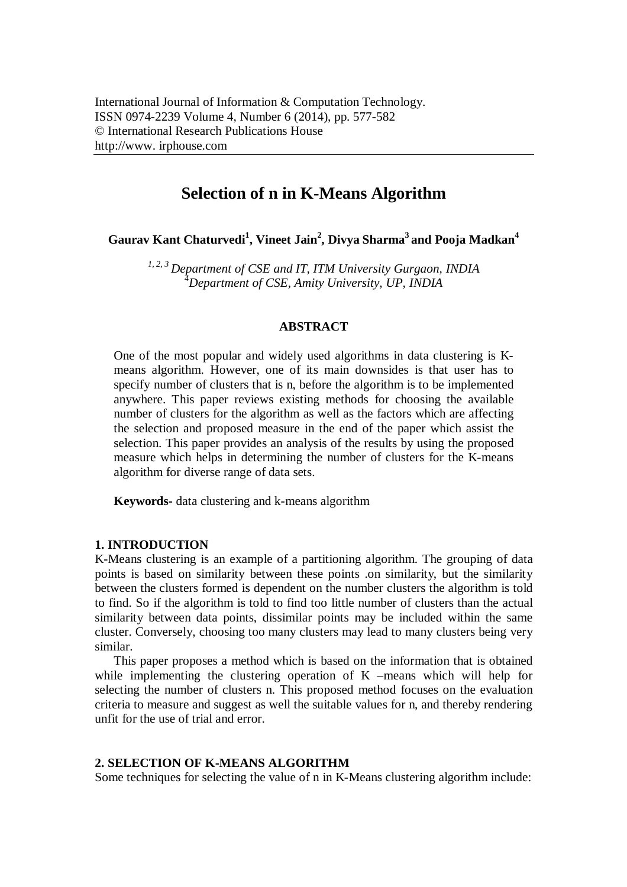International Journal of Information & Computation Technology.
ISSN 0974-2239 Volume 4, Number 6 (2014), pp. 577-582
© International Research Publications House
http://www. irphouse.com

# Selection of n in K-Means Algorithm

**Gaurav Kant Chaturvedi[1], Vineet Jain[2], Divya Sharma[3] and Pooja Madkan[4]**

*[1, 2, 3] Department of CSE and IT, ITM University Gurgaon, INDIA*
*[4]Department of CSE, Amity University, UP, INDIA*

## ABSTRACT

One of the most popular and widely used algorithms in data clustering is K-means algorithm. However, one of its main downsides is that user has to specify number of clusters that is n, before the algorithm is to be implemented anywhere. This paper reviews existing methods for choosing the available number of clusters for the algorithm as well as the factors which are affecting the selection and proposed measure in the end of the paper which assist the selection. This paper provides an analysis of the results by using the proposed measure which helps in determining the number of clusters for the K-means algorithm for diverse range of data sets.

**Keywords-** data clustering and k-means algorithm

## 1. INTRODUCTION

K-Means clustering is an example of a partitioning algorithm. The grouping of data points is based on similarity between these points .on similarity, but the similarity between the clusters formed is dependent on the number clusters the algorithm is told to find. So if the algorithm is told to find too little number of clusters than the actual similarity between data points, dissimilar points may be included within the same cluster. Conversely, choosing too many clusters may lead to many clusters being very similar.

This paper proposes a method which is based on the information that is obtained while implementing the clustering operation of K –means which will help for selecting the number of clusters n. This proposed method focuses on the evaluation criteria to measure and suggest as well the suitable values for n, and thereby rendering unfit for the use of trial and error.

## 2. SELECTION OF K-MEANS ALGORITHM

Some techniques for selecting the value of n in K-Means clustering algorithm include: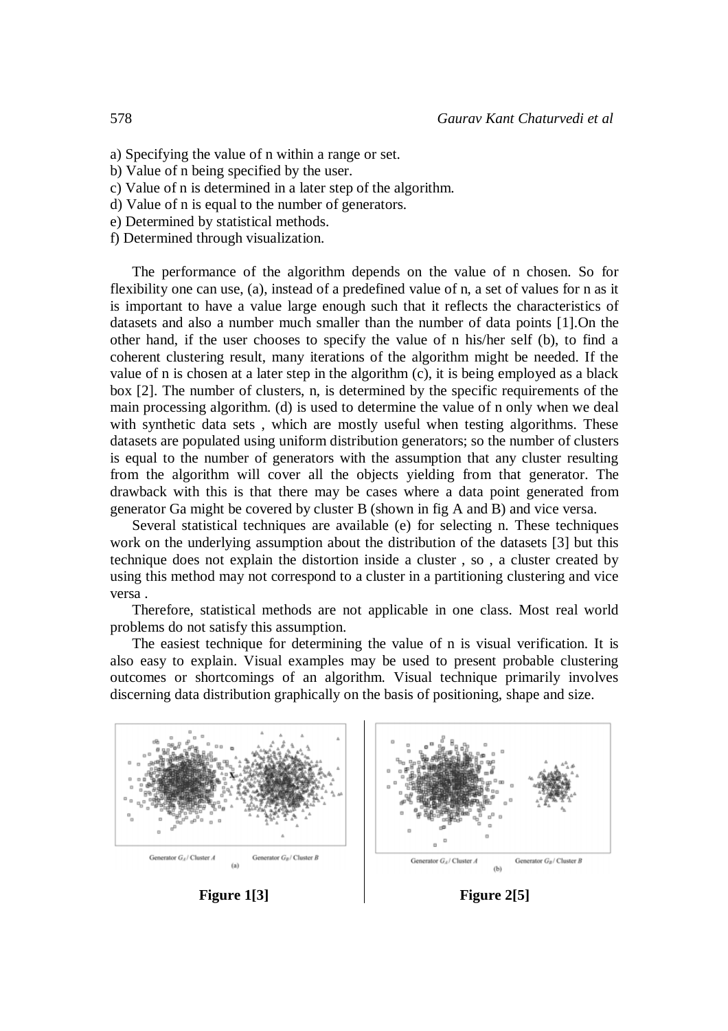a) Specifying the value of n within a range or set.
b) Value of n being specified by the user.
c) Value of n is determined in a later step of the algorithm.
d) Value of n is equal to the number of generators.
e) Determined by statistical methods.
f) Determined through visualization.

The performance of the algorithm depends on the value of n chosen. So for flexibility one can use, (a), instead of a predefined value of n, a set of values for n as it is important to have a value large enough such that it reflects the characteristics of datasets and also a number much smaller than the number of data points [1].On the other hand, if the user chooses to specify the value of n his/her self (b), to find a coherent clustering result, many iterations of the algorithm might be needed. If the value of n is chosen at a later step in the algorithm (c), it is being employed as a black box [2]. The number of clusters, n, is determined by the specific requirements of the main processing algorithm. (d) is used to determine the value of n only when we deal with synthetic data sets , which are mostly useful when testing algorithms. These datasets are populated using uniform distribution generators; so the number of clusters is equal to the number of generators with the assumption that any cluster resulting from the algorithm will cover all the objects yielding from that generator. The drawback with this is that there may be cases where a data point generated from generator Ga might be covered by cluster B (shown in fig A and B) and vice versa.

Several statistical techniques are available (e) for selecting n. These techniques work on the underlying assumption about the distribution of the datasets [3] but this technique does not explain the distortion inside a cluster , so , a cluster created by using this method may not correspond to a cluster in a partitioning clustering and vice versa .

Therefore, statistical methods are not applicable in one class. Most real world problems do not satisfy this assumption.

The easiest technique for determining the value of n is visual verification. It is also easy to explain. Visual examples may be used to present probable clustering outcomes or shortcomings of an algorithm. Visual technique primarily involves discerning data distribution graphically on the basis of positioning, shape and size.

Generator $G_A$ / Cluster $A$ Generator $G_B$ / Cluster $B$
(a)

**Figure 1[3]**

Generator $G_A$ / Cluster $A$ Generator $G_B$ / Cluster $B$
(b)

**Figure 2[5]**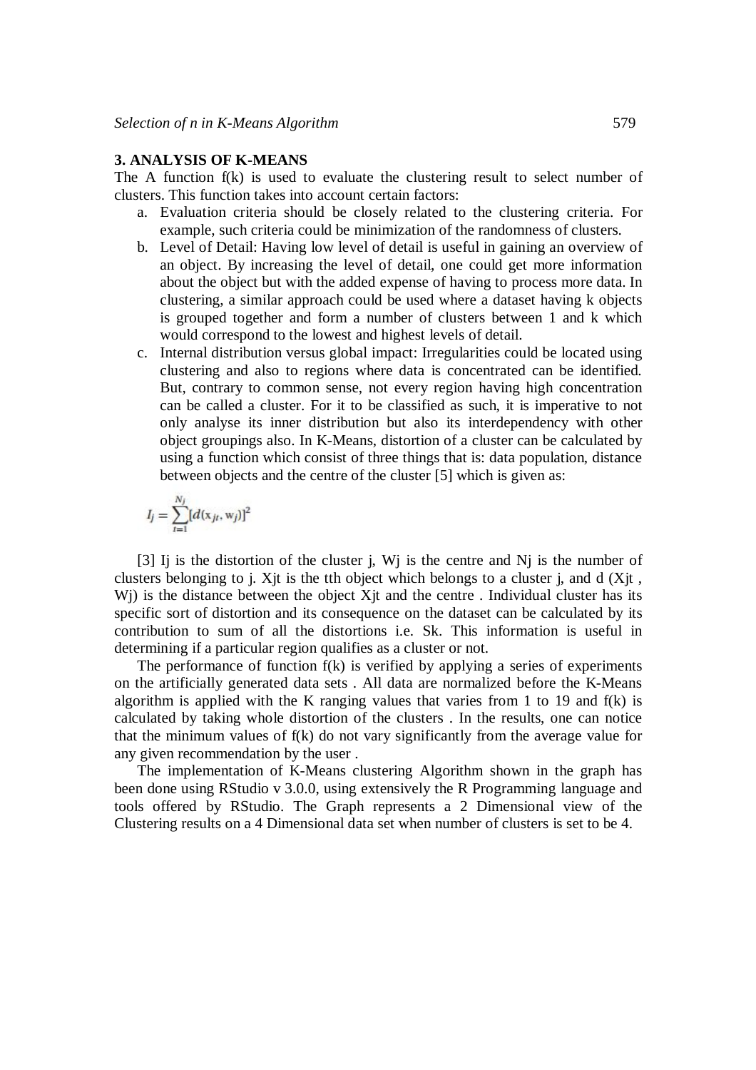## 3. ANALYSIS OF K-MEANS

The A function f(k) is used to evaluate the clustering result to select number of clusters. This function takes into account certain factors:

a. Evaluation criteria should be closely related to the clustering criteria. For example, such criteria could be minimization of the randomness of clusters.
b. Level of Detail: Having low level of detail is useful in gaining an overview of an object. By increasing the level of detail, one could get more information about the object but with the added expense of having to process more data. In clustering, a similar approach could be used where a dataset having k objects is grouped together and form a number of clusters between 1 and k which would correspond to the lowest and highest levels of detail.
c. Internal distribution versus global impact: Irregularities could be located using clustering and also to regions where data is concentrated can be identified. But, contrary to common sense, not every region having high concentration can be called a cluster. For it to be classified as such, it is imperative to not only analyse its inner distribution but also its interdependency with other object groupings also. In K-Means, distortion of a cluster can be calculated by using a function which consist of three things that is: data population, distance between objects and the centre of the cluster [5] which is given as:

$$I_j = \sum_{t=1}^{N_j} [d(x_{jt}, w_j)]^2$$

[3] Ij is the distortion of the cluster j, Wj is the centre and Nj is the number of clusters belonging to j. Xjt is the tth object which belongs to a cluster j, and d (Xjt , Wj) is the distance between the object Xjt and the centre . Individual cluster has its specific sort of distortion and its consequence on the dataset can be calculated by its contribution to sum of all the distortions i.e. Sk. This information is useful in determining if a particular region qualifies as a cluster or not.

The performance of function f(k) is verified by applying a series of experiments on the artificially generated data sets . All data are normalized before the K-Means algorithm is applied with the K ranging values that varies from 1 to 19 and f(k) is calculated by taking whole distortion of the clusters . In the results, one can notice that the minimum values of f(k) do not vary significantly from the average value for any given recommendation by the user .

The implementation of K-Means clustering Algorithm shown in the graph has been done using RStudio v 3.0.0, using extensively the R Programming language and tools offered by RStudio. The Graph represents a 2 Dimensional view of the Clustering results on a 4 Dimensional data set when number of clusters is set to be 4.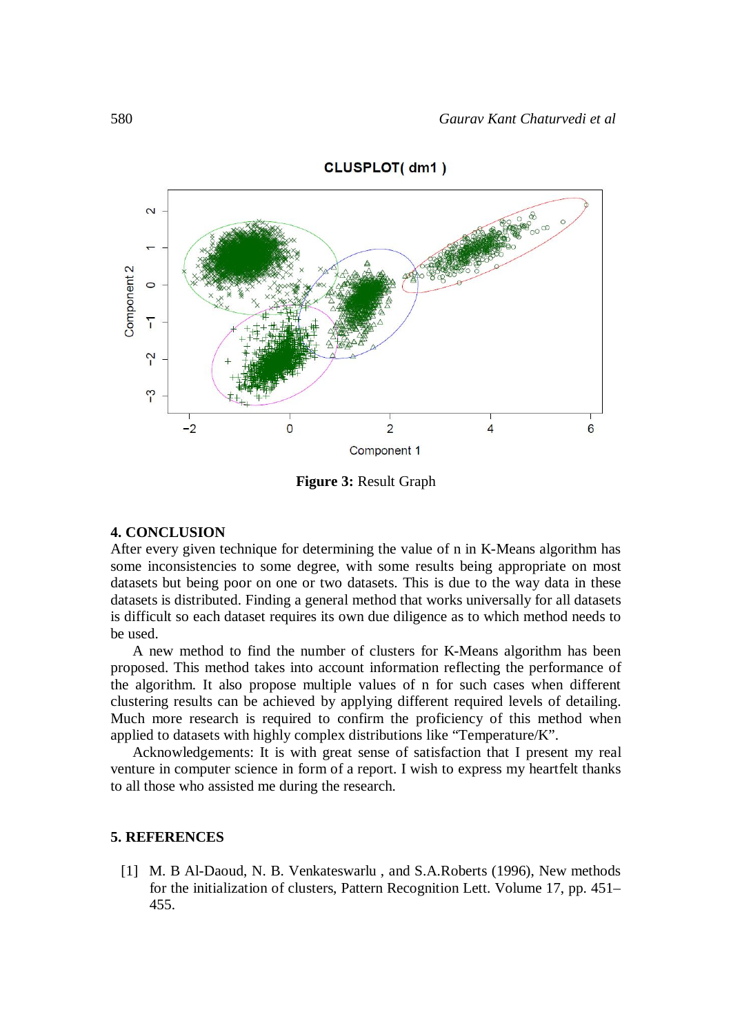CLUSPLOT( dm1 )

Component 2

2
1
0
−1
−2
−3

−2 0 2 4 6

Component 1

**Figure 3:** Result Graph

## 4. CONCLUSION

After every given technique for determining the value of n in K-Means algorithm has some inconsistencies to some degree, with some results being appropriate on most datasets but being poor on one or two datasets. This is due to the way data in these datasets is distributed. Finding a general method that works universally for all datasets is difficult so each dataset requires its own due diligence as to which method needs to be used.

A new method to find the number of clusters for K-Means algorithm has been proposed. This method takes into account information reflecting the performance of the algorithm. It also propose multiple values of n for such cases when different clustering results can be achieved by applying different required levels of detailing. Much more research is required to confirm the proficiency of this method when applied to datasets with highly complex distributions like "Temperature/K".

Acknowledgements: It is with great sense of satisfaction that I present my real venture in computer science in form of a report. I wish to express my heartfelt thanks to all those who assisted me during the research.

## 5. REFERENCES

[1] M. B Al-Daoud, N. B. Venkateswarlu , and S.A.Roberts (1996), New methods for the initialization of clusters, Pattern Recognition Lett. Volume 17, pp. 451–455.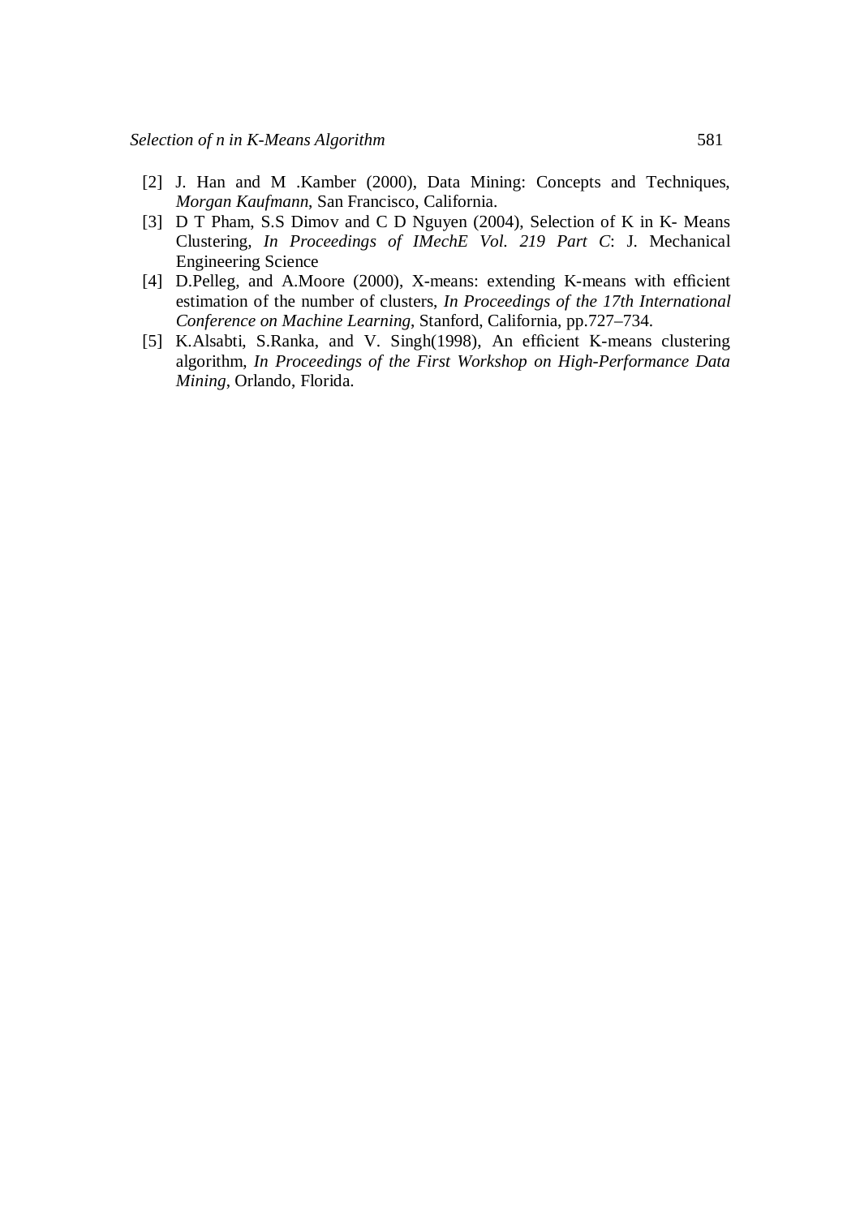[2] J. Han and M .Kamber (2000), Data Mining: Concepts and Techniques, *Morgan Kaufmann*, San Francisco, California.

[3] D T Pham, S.S Dimov and C D Nguyen (2004), Selection of K in K- Means Clustering, *In Proceedings of IMechE Vol. 219 Part C*: J. Mechanical Engineering Science

[4] D.Pelleg, and A.Moore (2000), X-means: extending K-means with efficient estimation of the number of clusters, *In Proceedings of the 17th International Conference on Machine Learning*, Stanford, California, pp.727–734.

[5] K.Alsabti, S.Ranka, and V. Singh(1998), An efficient K-means clustering algorithm, *In Proceedings of the First Workshop on High-Performance Data Mining*, Orlando, Florida.